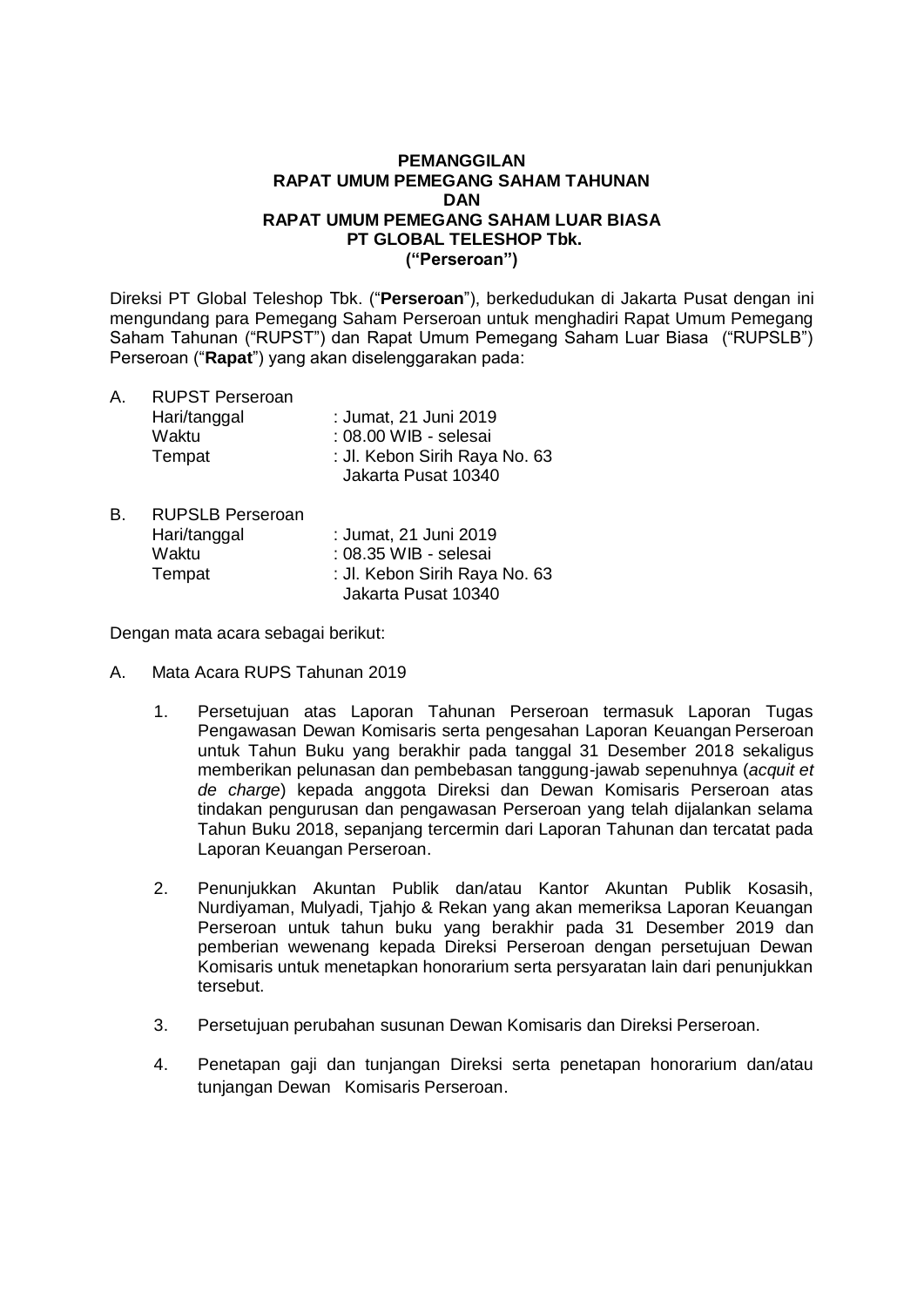**PEMANGGILAN**
**RAPAT UMUM PEMEGANG SAHAM TAHUNAN**
**DAN**
**RAPAT UMUM PEMEGANG SAHAM LUAR BIASA**
**PT GLOBAL TELESHOP Tbk.**
**("Perseroan")**

Direksi PT Global Teleshop Tbk. ("**Perseroan**"), berkedudukan di Jakarta Pusat dengan ini mengundang para Pemegang Saham Perseroan untuk menghadiri Rapat Umum Pemegang Saham Tahunan ("RUPST") dan Rapat Umum Pemegang Saham Luar Biasa ("RUPSLB") Perseroan ("**Rapat**") yang akan diselenggarakan pada:

A. RUPST Perseroan

| | |
|---|---|
| Hari/tanggal | : Jumat, 21 Juni 2019 |
| Waktu | : 08.00 WIB - selesai |
| Tempat | : Jl. Kebon Sirih Raya No. 63 Jakarta Pusat 10340 |

B. RUPSLB Perseroan

| | |
|---|---|
| Hari/tanggal | : Jumat, 21 Juni 2019 |
| Waktu | : 08.35 WIB - selesai |
| Tempat | : Jl. Kebon Sirih Raya No. 63 Jakarta Pusat 10340 |

Dengan mata acara sebagai berikut:

A. Mata Acara RUPS Tahunan 2019

1. Persetujuan atas Laporan Tahunan Perseroan termasuk Laporan Tugas Pengawasan Dewan Komisaris serta pengesahan Laporan Keuangan Perseroan untuk Tahun Buku yang berakhir pada tanggal 31 Desember 2018 sekaligus memberikan pelunasan dan pembebasan tanggung-jawab sepenuhnya (*acquit et de charge*) kepada anggota Direksi dan Dewan Komisaris Perseroan atas tindakan pengurusan dan pengawasan Perseroan yang telah dijalankan selama Tahun Buku 2018, sepanjang tercermin dari Laporan Tahunan dan tercatat pada Laporan Keuangan Perseroan.

2. Penunjukkan Akuntan Publik dan/atau Kantor Akuntan Publik Kosasih, Nurdiyaman, Mulyadi, Tjahjo & Rekan yang akan memeriksa Laporan Keuangan Perseroan untuk tahun buku yang berakhir pada 31 Desember 2019 dan pemberian wewenang kepada Direksi Perseroan dengan persetujuan Dewan Komisaris untuk menetapkan honorarium serta persyaratan lain dari penunjukkan tersebut.

3. Persetujuan perubahan susunan Dewan Komisaris dan Direksi Perseroan.

4. Penetapan gaji dan tunjangan Direksi serta penetapan honorarium dan/atau tunjangan Dewan Komisaris Perseroan.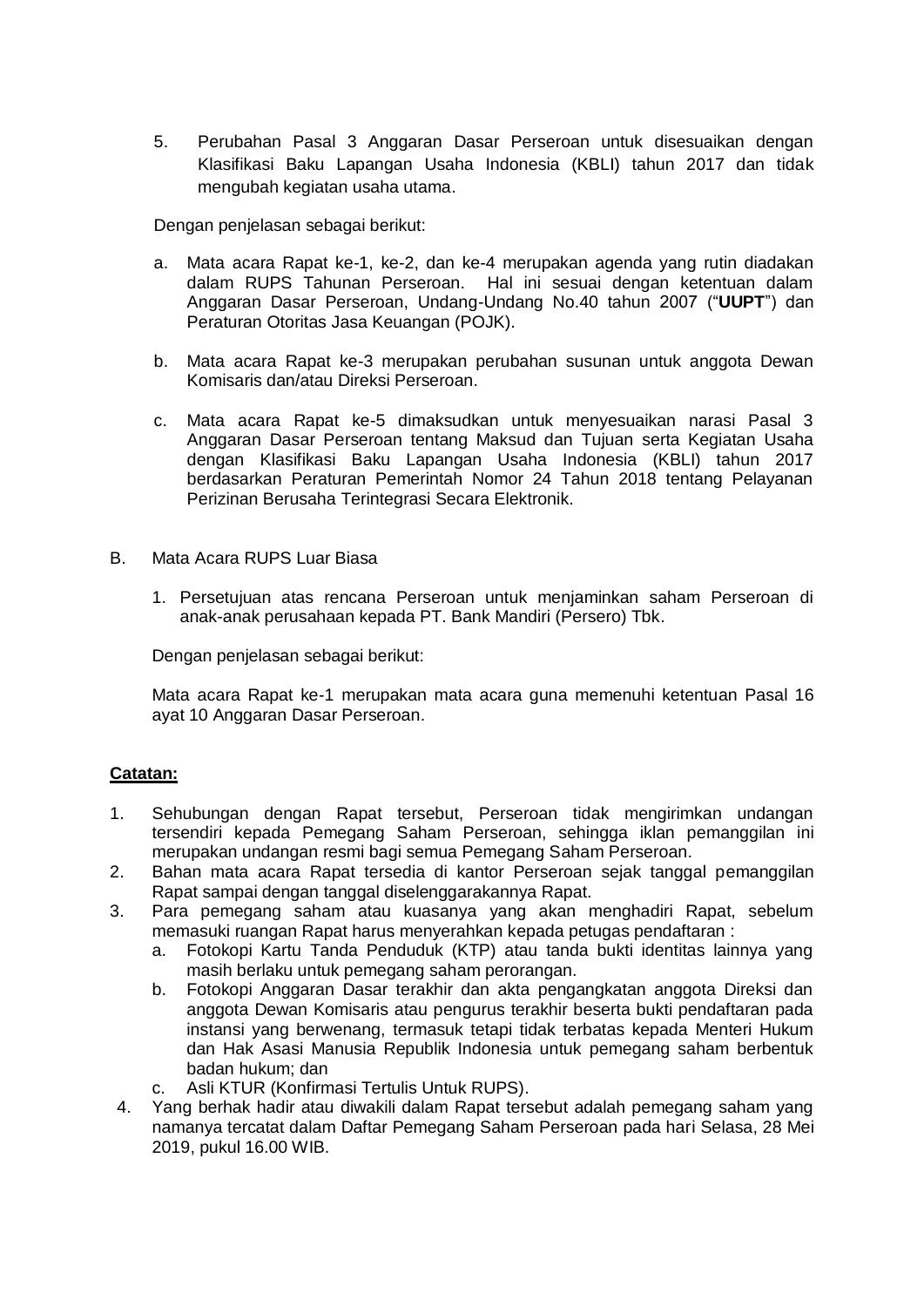5. Perubahan Pasal 3 Anggaran Dasar Perseroan untuk disesuaikan dengan Klasifikasi Baku Lapangan Usaha Indonesia (KBLI) tahun 2017 dan tidak mengubah kegiatan usaha utama.

Dengan penjelasan sebagai berikut:

a. Mata acara Rapat ke-1, ke-2, dan ke-4 merupakan agenda yang rutin diadakan dalam RUPS Tahunan Perseroan. Hal ini sesuai dengan ketentuan dalam Anggaran Dasar Perseroan, Undang-Undang No.40 tahun 2007 ("**UUPT**") dan Peraturan Otoritas Jasa Keuangan (POJK).

b. Mata acara Rapat ke-3 merupakan perubahan susunan untuk anggota Dewan Komisaris dan/atau Direksi Perseroan.

c. Mata acara Rapat ke-5 dimaksudkan untuk menyesuaikan narasi Pasal 3 Anggaran Dasar Perseroan tentang Maksud dan Tujuan serta Kegiatan Usaha dengan Klasifikasi Baku Lapangan Usaha Indonesia (KBLI) tahun 2017 berdasarkan Peraturan Pemerintah Nomor 24 Tahun 2018 tentang Pelayanan Perizinan Berusaha Terintegrasi Secara Elektronik.

B. Mata Acara RUPS Luar Biasa

1. Persetujuan atas rencana Perseroan untuk menjaminkan saham Perseroan di anak-anak perusahaan kepada PT. Bank Mandiri (Persero) Tbk.

Dengan penjelasan sebagai berikut:

Mata acara Rapat ke-1 merupakan mata acara guna memenuhi ketentuan Pasal 16 ayat 10 Anggaran Dasar Perseroan.

**Catatan:**

1. Sehubungan dengan Rapat tersebut, Perseroan tidak mengirimkan undangan tersendiri kepada Pemegang Saham Perseroan, sehingga iklan pemanggilan ini merupakan undangan resmi bagi semua Pemegang Saham Perseroan.
2. Bahan mata acara Rapat tersedia di kantor Perseroan sejak tanggal pemanggilan Rapat sampai dengan tanggal diselenggarakannya Rapat.
3. Para pemegang saham atau kuasanya yang akan menghadiri Rapat, sebelum memasuki ruangan Rapat harus menyerahkan kepada petugas pendaftaran :
   a. Fotokopi Kartu Tanda Penduduk (KTP) atau tanda bukti identitas lainnya yang masih berlaku untuk pemegang saham perorangan.
   b. Fotokopi Anggaran Dasar terakhir dan akta pengangkatan anggota Direksi dan anggota Dewan Komisaris atau pengurus terakhir beserta bukti pendaftaran pada instansi yang berwenang, termasuk tetapi tidak terbatas kepada Menteri Hukum dan Hak Asasi Manusia Republik Indonesia untuk pemegang saham berbentuk badan hukum; dan
   c. Asli KTUR (Konfirmasi Tertulis Untuk RUPS).
4. Yang berhak hadir atau diwakili dalam Rapat tersebut adalah pemegang saham yang namanya tercatat dalam Daftar Pemegang Saham Perseroan pada hari Selasa, 28 Mei 2019, pukul 16.00 WIB.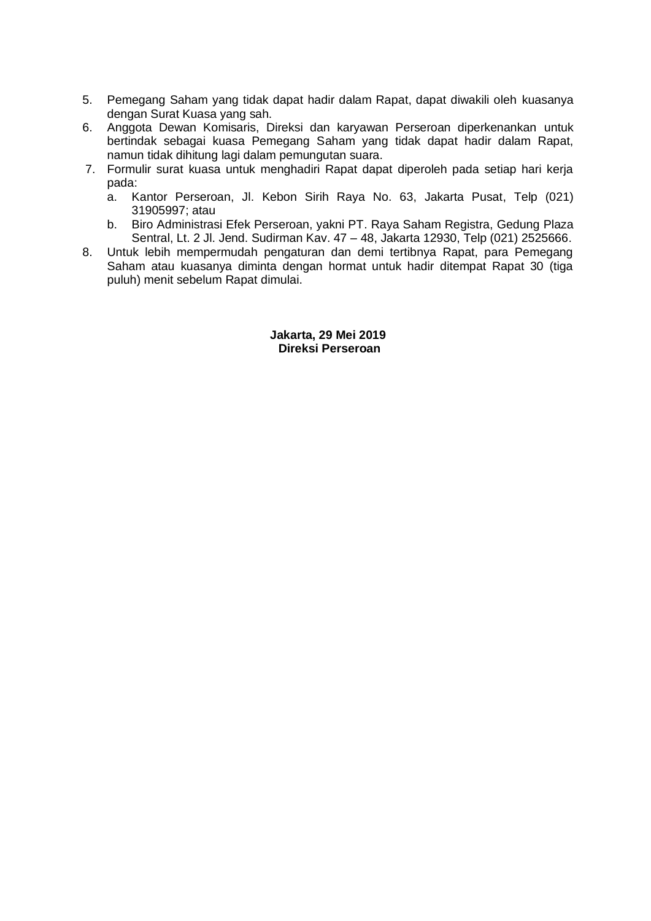5. Pemegang Saham yang tidak dapat hadir dalam Rapat, dapat diwakili oleh kuasanya dengan Surat Kuasa yang sah.
6. Anggota Dewan Komisaris, Direksi dan karyawan Perseroan diperkenankan untuk bertindak sebagai kuasa Pemegang Saham yang tidak dapat hadir dalam Rapat, namun tidak dihitung lagi dalam pemungutan suara.
7. Formulir surat kuasa untuk menghadiri Rapat dapat diperoleh pada setiap hari kerja pada:
   a. Kantor Perseroan, Jl. Kebon Sirih Raya No. 63, Jakarta Pusat, Telp (021) 31905997; atau
   b. Biro Administrasi Efek Perseroan, yakni PT. Raya Saham Registra, Gedung Plaza Sentral, Lt. 2 Jl. Jend. Sudirman Kav. 47 – 48, Jakarta 12930, Telp (021) 2525666.
8. Untuk lebih mempermudah pengaturan dan demi tertibnya Rapat, para Pemegang Saham atau kuasanya diminta dengan hormat untuk hadir ditempat Rapat 30 (tiga puluh) menit sebelum Rapat dimulai.

**Jakarta, 29 Mei 2019**
**Direksi Perseroan**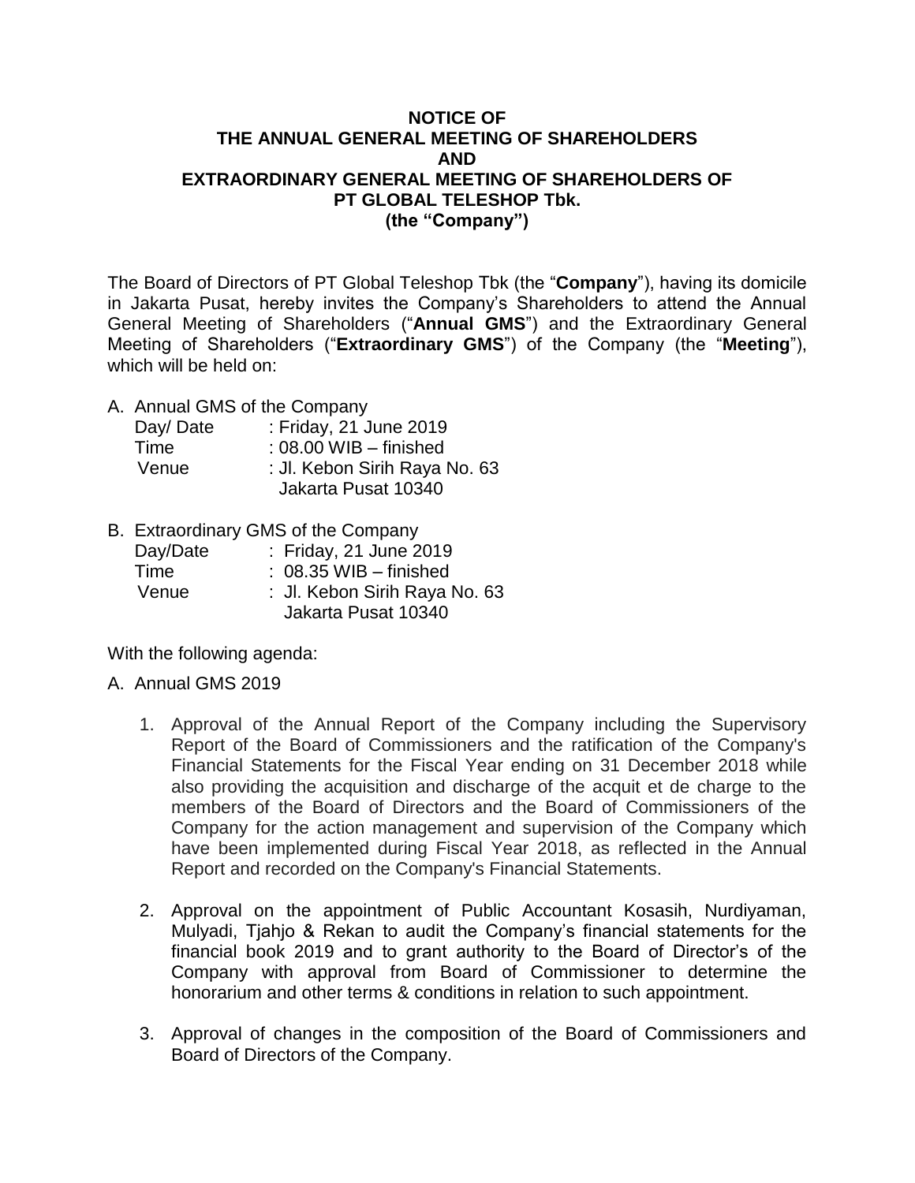**NOTICE OF**
**THE ANNUAL GENERAL MEETING OF SHAREHOLDERS**
**AND**
**EXTRAORDINARY GENERAL MEETING OF SHAREHOLDERS OF**
**PT GLOBAL TELESHOP Tbk.**
**(the "Company")**

The Board of Directors of PT Global Teleshop Tbk (the "**Company**"), having its domicile in Jakarta Pusat, hereby invites the Company's Shareholders to attend the Annual General Meeting of Shareholders ("**Annual GMS**") and the Extraordinary General Meeting of Shareholders ("**Extraordinary GMS**") of the Company (the "**Meeting**"), which will be held on:

A. Annual GMS of the Company

Day/ Date : Friday, 21 June 2019
Time : 08.00 WIB – finished
Venue : Jl. Kebon Sirih Raya No. 63
Jakarta Pusat 10340

B. Extraordinary GMS of the Company

Day/Date : Friday, 21 June 2019
Time : 08.35 WIB – finished
Venue : Jl. Kebon Sirih Raya No. 63
Jakarta Pusat 10340

With the following agenda:

A. Annual GMS 2019

1. Approval of the Annual Report of the Company including the Supervisory Report of the Board of Commissioners and the ratification of the Company's Financial Statements for the Fiscal Year ending on 31 December 2018 while also providing the acquisition and discharge of the acquit et de charge to the members of the Board of Directors and the Board of Commissioners of the Company for the action management and supervision of the Company which have been implemented during Fiscal Year 2018, as reflected in the Annual Report and recorded on the Company's Financial Statements.

2. Approval on the appointment of Public Accountant Kosasih, Nurdiyaman, Mulyadi, Tjahjo & Rekan to audit the Company's financial statements for the financial book 2019 and to grant authority to the Board of Director's of the Company with approval from Board of Commissioner to determine the honorarium and other terms & conditions in relation to such appointment.

3. Approval of changes in the composition of the Board of Commissioners and Board of Directors of the Company.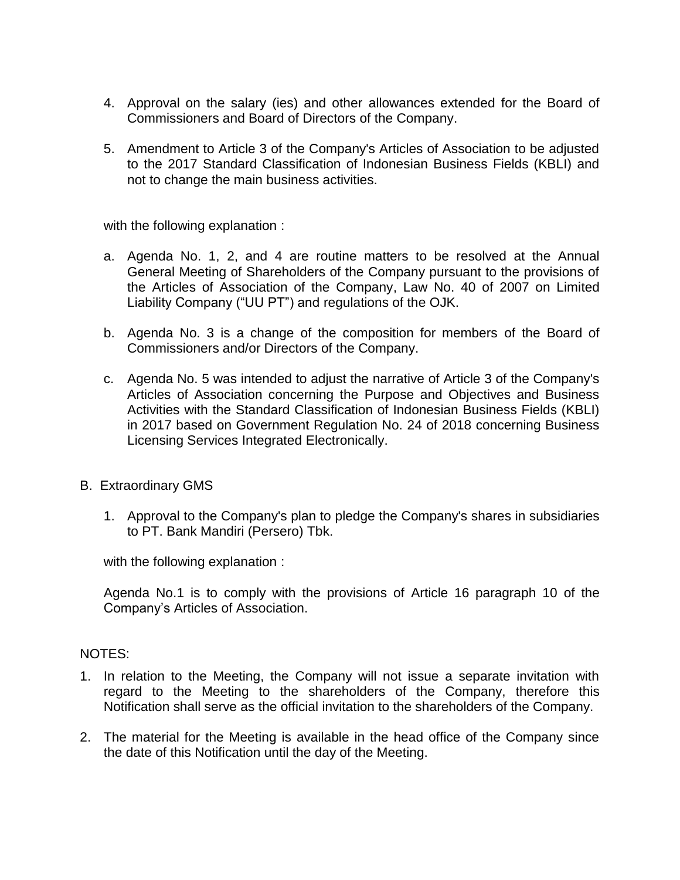4. Approval on the salary (ies) and other allowances extended for the Board of Commissioners and Board of Directors of the Company.

5. Amendment to Article 3 of the Company's Articles of Association to be adjusted to the 2017 Standard Classification of Indonesian Business Fields (KBLI) and not to change the main business activities.

with the following explanation :

a. Agenda No. 1, 2, and 4 are routine matters to be resolved at the Annual General Meeting of Shareholders of the Company pursuant to the provisions of the Articles of Association of the Company, Law No. 40 of 2007 on Limited Liability Company ("UU PT") and regulations of the OJK.

b. Agenda No. 3 is a change of the composition for members of the Board of Commissioners and/or Directors of the Company.

c. Agenda No. 5 was intended to adjust the narrative of Article 3 of the Company's Articles of Association concerning the Purpose and Objectives and Business Activities with the Standard Classification of Indonesian Business Fields (KBLI) in 2017 based on Government Regulation No. 24 of 2018 concerning Business Licensing Services Integrated Electronically.

B. Extraordinary GMS

1. Approval to the Company's plan to pledge the Company's shares in subsidiaries to PT. Bank Mandiri (Persero) Tbk.

with the following explanation :

Agenda No.1 is to comply with the provisions of Article 16 paragraph 10 of the Company's Articles of Association.

NOTES:

1. In relation to the Meeting, the Company will not issue a separate invitation with regard to the Meeting to the shareholders of the Company, therefore this Notification shall serve as the official invitation to the shareholders of the Company.

2. The material for the Meeting is available in the head office of the Company since the date of this Notification until the day of the Meeting.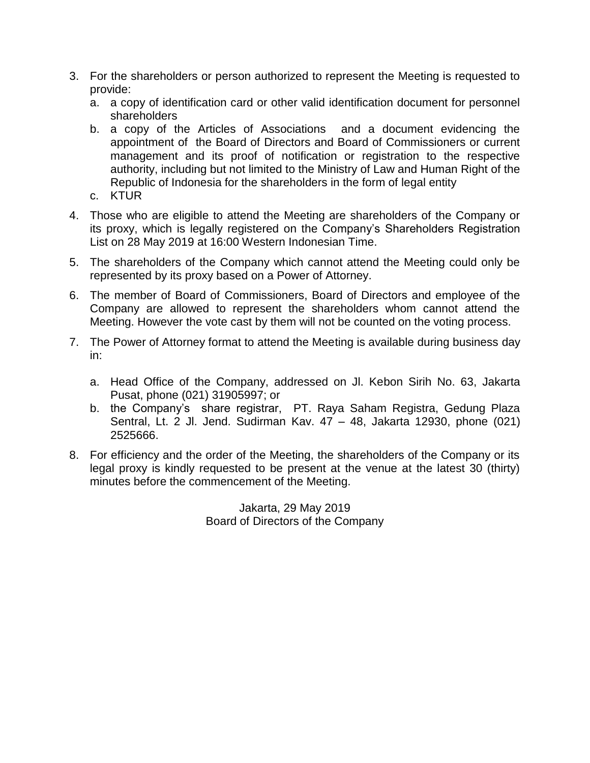3. For the shareholders or person authorized to represent the Meeting is requested to provide:
   a. a copy of identification card or other valid identification document for personnel shareholders
   b. a copy of the Articles of Associations and a document evidencing the appointment of the Board of Directors and Board of Commissioners or current management and its proof of notification or registration to the respective authority, including but not limited to the Ministry of Law and Human Right of the Republic of Indonesia for the shareholders in the form of legal entity
   c. KTUR

4. Those who are eligible to attend the Meeting are shareholders of the Company or its proxy, which is legally registered on the Company's Shareholders Registration List on 28 May 2019 at 16:00 Western Indonesian Time.

5. The shareholders of the Company which cannot attend the Meeting could only be represented by its proxy based on a Power of Attorney.

6. The member of Board of Commissioners, Board of Directors and employee of the Company are allowed to represent the shareholders whom cannot attend the Meeting. However the vote cast by them will not be counted on the voting process.

7. The Power of Attorney format to attend the Meeting is available during business day in:

   a. Head Office of the Company, addressed on Jl. Kebon Sirih No. 63, Jakarta Pusat, phone (021) 31905997; or
   b. the Company's share registrar, PT. Raya Saham Registra, Gedung Plaza Sentral, Lt. 2 Jl. Jend. Sudirman Kav. 47 – 48, Jakarta 12930, phone (021) 2525666.

8. For efficiency and the order of the Meeting, the shareholders of the Company or its legal proxy is kindly requested to be present at the venue at the latest 30 (thirty) minutes before the commencement of the Meeting.

Jakarta, 29 May 2019
Board of Directors of the Company